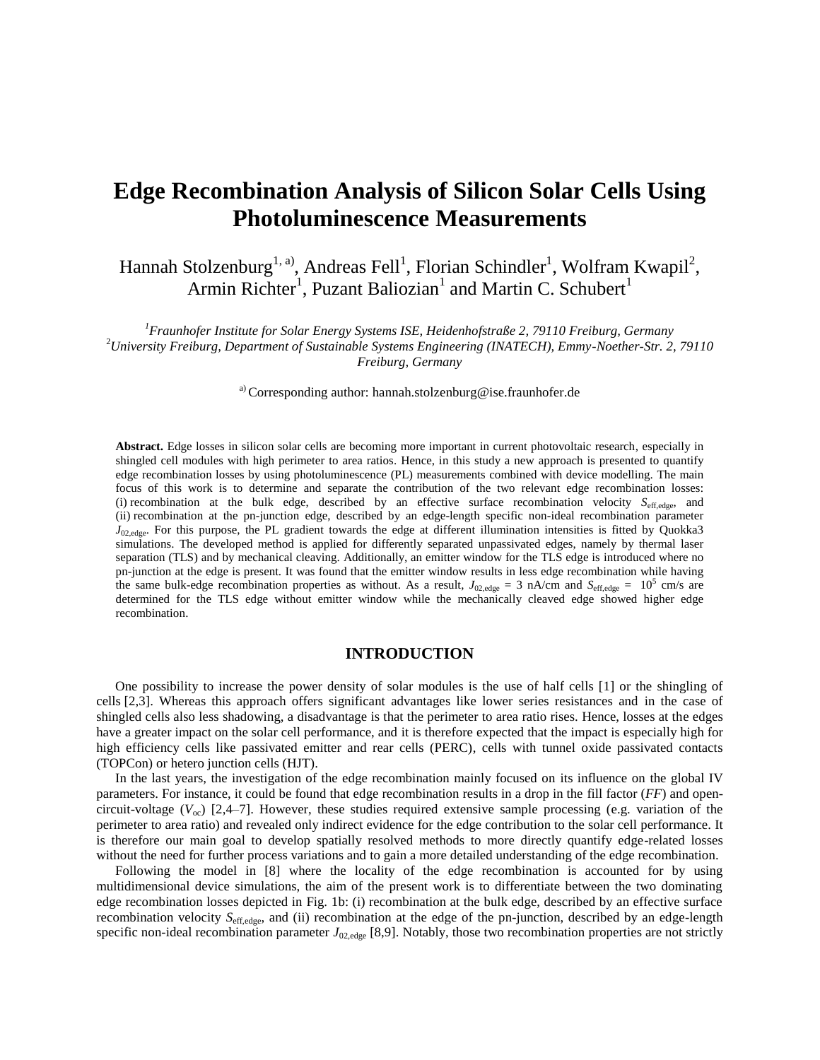# Edge Recombination Analysis of Silicon Solar Cells Using Photoluminescence Measurements

Hannah Stolzenburg[1, a)], Andreas Fell[1], Florian Schindler[1], Wolfram Kwapil[2], Armin Richter[1], Puzant Baliozian[1] and Martin C. Schubert[1]

*[1]Fraunhofer Institute for Solar Energy Systems ISE, Heidenhofstraße 2, 79110 Freiburg, Germany*
*[2]University Freiburg, Department of Sustainable Systems Engineering (INATECH), Emmy-Noether-Str. 2, 79110 Freiburg, Germany*

[a)] Corresponding author: hannah.stolzenburg@ise.fraunhofer.de

**Abstract.** Edge losses in silicon solar cells are becoming more important in current photovoltaic research, especially in shingled cell modules with high perimeter to area ratios. Hence, in this study a new approach is presented to quantify edge recombination losses by using photoluminescence (PL) measurements combined with device modelling. The main focus of this work is to determine and separate the contribution of the two relevant edge recombination losses: (i) recombination at the bulk edge, described by an effective surface recombination velocity $S_{\mathrm{eff,edge}}$, and (ii) recombination at the pn-junction edge, described by an edge-length specific non-ideal recombination parameter $J_{02,\mathrm{edge}}$. For this purpose, the PL gradient towards the edge at different illumination intensities is fitted by Quokka3 simulations. The developed method is applied for differently separated unpassivated edges, namely by thermal laser separation (TLS) and by mechanical cleaving. Additionally, an emitter window for the TLS edge is introduced where no pn-junction at the edge is present. It was found that the emitter window results in less edge recombination while having the same bulk-edge recombination properties as without. As a result, $J_{02,\mathrm{edge}}$ = 3 nA/cm and $S_{\mathrm{eff,edge}}$ = $10^5$ cm/s are determined for the TLS edge without emitter window while the mechanically cleaved edge showed higher edge recombination.

## INTRODUCTION

One possibility to increase the power density of solar modules is the use of half cells [1] or the shingling of cells [2,3]. Whereas this approach offers significant advantages like lower series resistances and in the case of shingled cells also less shadowing, a disadvantage is that the perimeter to area ratio rises. Hence, losses at the edges have a greater impact on the solar cell performance, and it is therefore expected that the impact is especially high for high efficiency cells like passivated emitter and rear cells (PERC), cells with tunnel oxide passivated contacts (TOPCon) or hetero junction cells (HJT).

In the last years, the investigation of the edge recombination mainly focused on its influence on the global IV parameters. For instance, it could be found that edge recombination results in a drop in the fill factor (*FF*) and open-circuit-voltage ($V_{\mathrm{oc}}$) [2,4–7]. However, these studies required extensive sample processing (e.g. variation of the perimeter to area ratio) and revealed only indirect evidence for the edge contribution to the solar cell performance. It is therefore our main goal to develop spatially resolved methods to more directly quantify edge-related losses without the need for further process variations and to gain a more detailed understanding of the edge recombination.

Following the model in [8] where the locality of the edge recombination is accounted for by using multidimensional device simulations, the aim of the present work is to differentiate between the two dominating edge recombination losses depicted in Fig. 1b: (i) recombination at the bulk edge, described by an effective surface recombination velocity $S_{\mathrm{eff,edge}}$, and (ii) recombination at the edge of the pn-junction, described by an edge-length specific non-ideal recombination parameter $J_{02,\mathrm{edge}}$ [8,9]. Notably, those two recombination properties are not strictly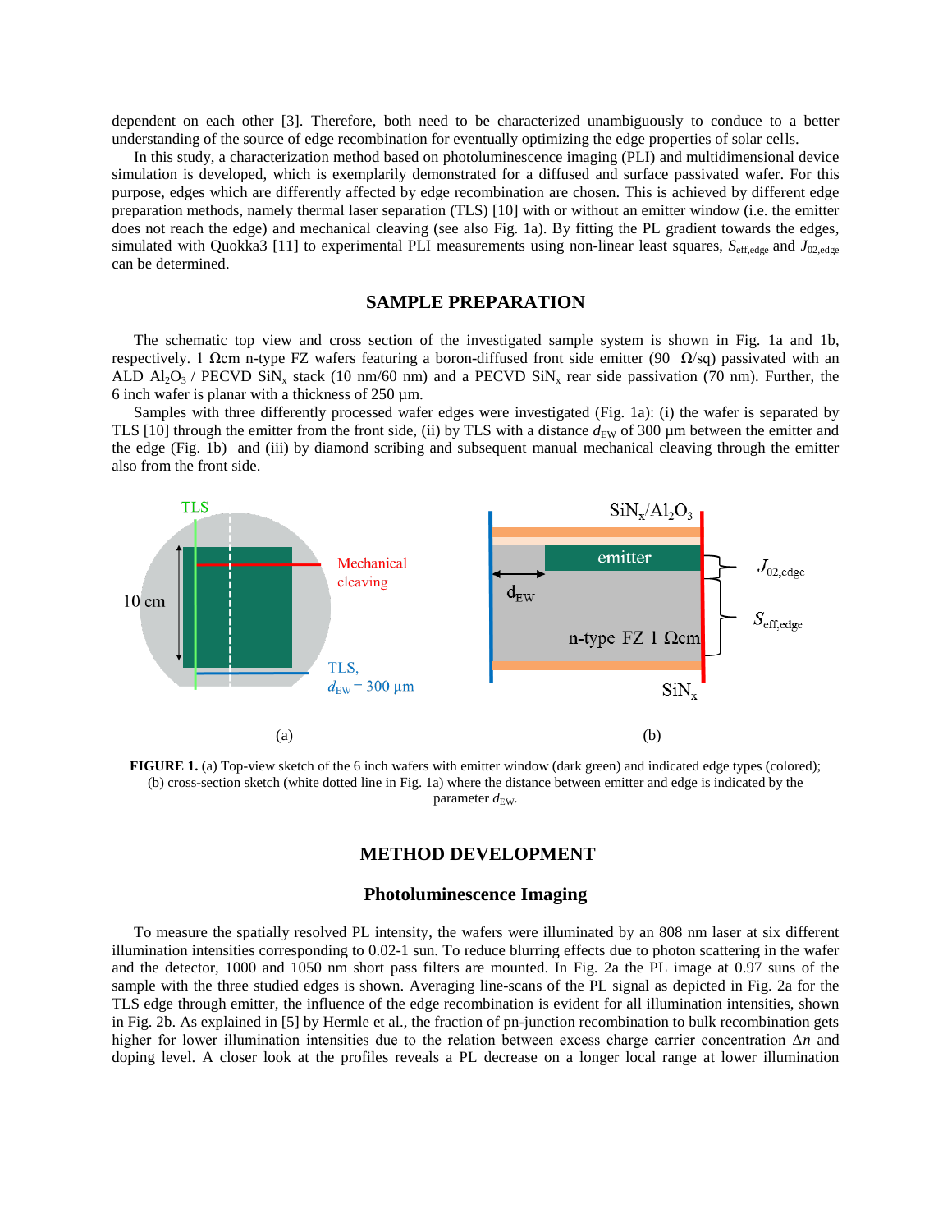dependent on each other [3]. Therefore, both need to be characterized unambiguously to conduce to a better understanding of the source of edge recombination for eventually optimizing the edge properties of solar cells.

In this study, a characterization method based on photoluminescence imaging (PLI) and multidimensional device simulation is developed, which is exemplarily demonstrated for a diffused and surface passivated wafer. For this purpose, edges which are differently affected by edge recombination are chosen. This is achieved by different edge preparation methods, namely thermal laser separation (TLS) [10] with or without an emitter window (i.e. the emitter does not reach the edge) and mechanical cleaving (see also Fig. 1a). By fitting the PL gradient towards the edges, simulated with Quokka3 [11] to experimental PLI measurements using non-linear least squares, $S_{eff,edge}$ and $J_{02,edge}$ can be determined.

## SAMPLE PREPARATION

The schematic top view and cross section of the investigated sample system is shown in Fig. 1a and 1b, respectively. 1 Ωcm n-type FZ wafers featuring a boron-diffused front side emitter (90 Ω/sq) passivated with an ALD $Al_2O_3$ / PECVD $SiN_x$ stack (10 nm/60 nm) and a PECVD $SiN_x$ rear side passivation (70 nm). Further, the 6 inch wafer is planar with a thickness of 250 µm.

Samples with three differently processed wafer edges were investigated (Fig. 1a): (i) the wafer is separated by TLS [10] through the emitter from the front side, (ii) by TLS with a distance $d_{EW}$ of 300 µm between the emitter and the edge (Fig. 1b) and (iii) by diamond scribing and subsequent manual mechanical cleaving through the emitter also from the front side.

**FIGURE 1.** (a) Top-view sketch of the 6 inch wafers with emitter window (dark green) and indicated edge types (colored); (b) cross-section sketch (white dotted line in Fig. 1a) where the distance between emitter and edge is indicated by the parameter $d_{EW}$.

## METHOD DEVELOPMENT

### Photoluminescence Imaging

To measure the spatially resolved PL intensity, the wafers were illuminated by an 808 nm laser at six different illumination intensities corresponding to 0.02-1 sun. To reduce blurring effects due to photon scattering in the wafer and the detector, 1000 and 1050 nm short pass filters are mounted. In Fig. 2a the PL image at 0.97 suns of the sample with the three studied edges is shown. Averaging line-scans of the PL signal as depicted in Fig. 2a for the TLS edge through emitter, the influence of the edge recombination is evident for all illumination intensities, shown in Fig. 2b. As explained in [5] by Hermle et al., the fraction of pn-junction recombination to bulk recombination gets higher for lower illumination intensities due to the relation between excess charge carrier concentration $\Delta n$ and doping level. A closer look at the profiles reveals a PL decrease on a longer local range at lower illumination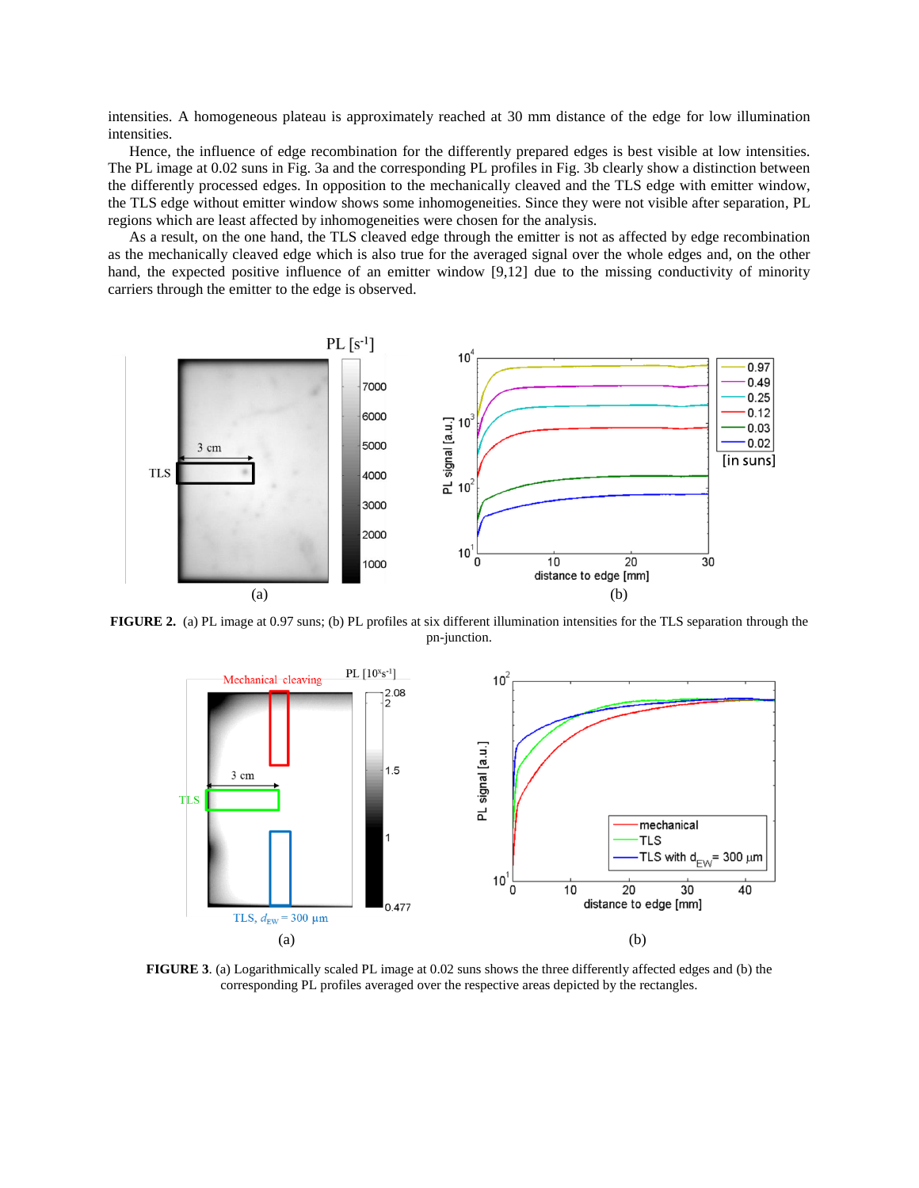intensities. A homogeneous plateau is approximately reached at 30 mm distance of the edge for low illumination intensities.

Hence, the influence of edge recombination for the differently prepared edges is best visible at low intensities. The PL image at 0.02 suns in Fig. 3a and the corresponding PL profiles in Fig. 3b clearly show a distinction between the differently processed edges. In opposition to the mechanically cleaved and the TLS edge with emitter window, the TLS edge without emitter window shows some inhomogeneities. Since they were not visible after separation, PL regions which are least affected by inhomogeneities were chosen for the analysis.

As a result, on the one hand, the TLS cleaved edge through the emitter is not as affected by edge recombination as the mechanically cleaved edge which is also true for the averaged signal over the whole edges and, on the other hand, the expected positive influence of an emitter window [9,12] due to the missing conductivity of minority carriers through the emitter to the edge is observed.

**FIGURE 2.** (a) PL image at 0.97 suns; (b) PL profiles at six different illumination intensities for the TLS separation through the pn-junction.

**FIGURE 3**. (a) Logarithmically scaled PL image at 0.02 suns shows the three differently affected edges and (b) the corresponding PL profiles averaged over the respective areas depicted by the rectangles.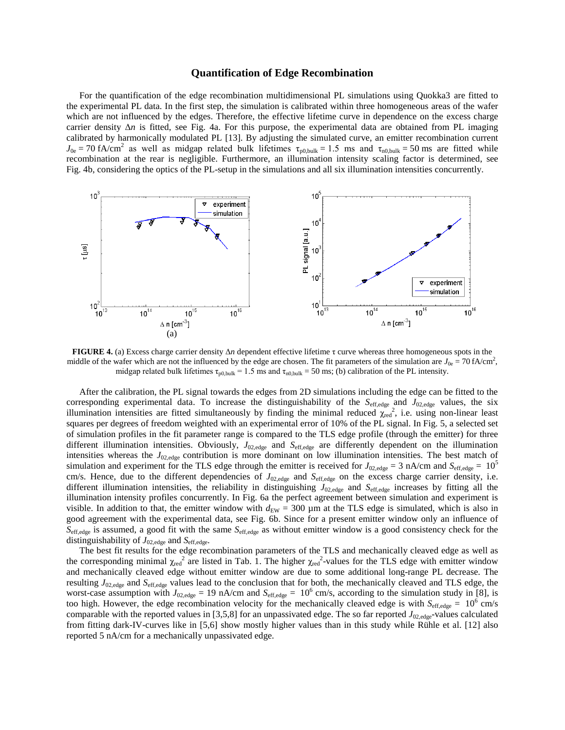## Quantification of Edge Recombination

For the quantification of the edge recombination multidimensional PL simulations using Quokka3 are fitted to the experimental PL data. In the first step, the simulation is calibrated within three homogeneous areas of the wafer which are not influenced by the edges. Therefore, the effective lifetime curve in dependence on the excess charge carrier density $\Delta n$ is fitted, see Fig. 4a. For this purpose, the experimental data are obtained from PL imaging calibrated by harmonically modulated PL [13]. By adjusting the simulated curve, an emitter recombination current $J_{0e} = 70$ fA/cm$^2$ as well as midgap related bulk lifetimes $\tau_{p0,bulk} = 1.5$ ms and $\tau_{n0,bulk} = 50$ ms are fitted while recombination at the rear is negligible. Furthermore, an illumination intensity scaling factor is determined, see Fig. 4b, considering the optics of the PL-setup in the simulations and all six illumination intensities concurrently.

(a)

**FIGURE 4.** (a) Excess charge carrier density $\Delta n$ dependent effective lifetime $\tau$ curve whereas three homogeneous spots in the middle of the wafer which are not the influenced by the edge are chosen. The fit parameters of the simulation are $J_{0e} = 70$ fA/cm$^2$, midgap related bulk lifetimes $\tau_{p0,bulk} = 1.5$ ms and $\tau_{n0,bulk} = 50$ ms; (b) calibration of the PL intensity.

After the calibration, the PL signal towards the edges from 2D simulations including the edge can be fitted to the corresponding experimental data. To increase the distinguishability of the $S_{eff,edge}$ and $J_{02,edge}$ values, the six illumination intensities are fitted simultaneously by finding the minimal reduced $\chi_{red}^2$, i.e. using non-linear least squares per degrees of freedom weighted with an experimental error of 10% of the PL signal. In Fig. 5, a selected set of simulation profiles in the fit parameter range is compared to the TLS edge profile (through the emitter) for three different illumination intensities. Obviously, $J_{02,edge}$ and $S_{eff,edge}$ are differently dependent on the illumination intensities whereas the $J_{02,edge}$ contribution is more dominant on low illumination intensities. The best match of simulation and experiment for the TLS edge through the emitter is received for $J_{02,edge} = 3$ nA/cm and $S_{eff,edge} = 10^5$ cm/s. Hence, due to the different dependencies of $J_{02,edge}$ and $S_{eff,edge}$ on the excess charge carrier density, i.e. different illumination intensities, the reliability in distinguishing $J_{02,edge}$ and $S_{eff,edge}$ increases by fitting all the illumination intensity profiles concurrently. In Fig. 6a the perfect agreement between simulation and experiment is visible. In addition to that, the emitter window with $d_{EW} = 300$ µm at the TLS edge is simulated, which is also in good agreement with the experimental data, see Fig. 6b. Since for a present emitter window only an influence of $S_{eff,edge}$ is assumed, a good fit with the same $S_{eff,edge}$ as without emitter window is a good consistency check for the distinguishability of $J_{02,edge}$ and $S_{eff,edge}$.

The best fit results for the edge recombination parameters of the TLS and mechanically cleaved edge as well as the corresponding minimal $\chi_{red}^2$ are listed in Tab. 1. The higher $\chi_{red}^2$-values for the TLS edge with emitter window and mechanically cleaved edge without emitter window are due to some additional long-range PL decrease. The resulting $J_{02,edge}$ and $S_{eff,edge}$ values lead to the conclusion that for both, the mechanically cleaved and TLS edge, the worst-case assumption with $J_{02,edge} = 19$ nA/cm and $S_{eff,edge} = 10^6$ cm/s, according to the simulation study in [8], is too high. However, the edge recombination velocity for the mechanically cleaved edge is with $S_{eff,edge} = 10^6$ cm/s comparable with the reported values in [3,5,8] for an unpassivated edge. The so far reported $J_{02,edge}$-values calculated from fitting dark-IV-curves like in [5,6] show mostly higher values than in this study while Rühle et al. [12] also reported 5 nA/cm for a mechanically unpassivated edge.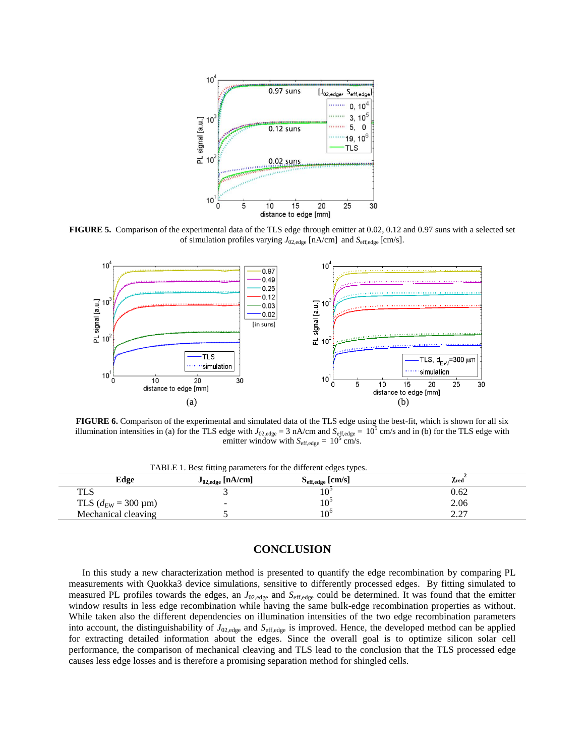**FIGURE 5.** Comparison of the experimental data of the TLS edge through emitter at 0.02, 0.12 and 0.97 suns with a selected set of simulation profiles varying $J_{02,edge}$ [nA/cm] and $S_{eff,edge}$ [cm/s].

(a)

(b)

**FIGURE 6.** Comparison of the experimental and simulated data of the TLS edge using the best-fit, which is shown for all six illumination intensities in (a) for the TLS edge with $J_{02,edge}$ = 3 nA/cm and $S_{eff,edge}$ = $10^5$ cm/s and in (b) for the TLS edge with emitter window with $S_{eff,edge}$ = $10^5$ cm/s.

TABLE 1. Best fitting parameters for the different edges types.

| Edge | $J_{02,edge}$ [nA/cm] | $S_{eff,edge}$ [cm/s] | $\chi_{red}^2$ |
|---|---|---|---|
| TLS | 3 | $10^5$ | 0.62 |
| TLS ($d_{EW}$ = 300 µm) | - | $10^5$ | 2.06 |
| Mechanical cleaving | 5 | $10^6$ | 2.27 |

## CONCLUSION

In this study a new characterization method is presented to quantify the edge recombination by comparing PL measurements with Quokka3 device simulations, sensitive to differently processed edges. By fitting simulated to measured PL profiles towards the edges, an $J_{02,edge}$ and $S_{eff,edge}$ could be determined. It was found that the emitter window results in less edge recombination while having the same bulk-edge recombination properties as without. While taken also the different dependencies on illumination intensities of the two edge recombination parameters into account, the distinguishability of $J_{02,edge}$ and $S_{eff,edge}$ is improved. Hence, the developed method can be applied for extracting detailed information about the edges. Since the overall goal is to optimize silicon solar cell performance, the comparison of mechanical cleaving and TLS lead to the conclusion that the TLS processed edge causes less edge losses and is therefore a promising separation method for shingled cells.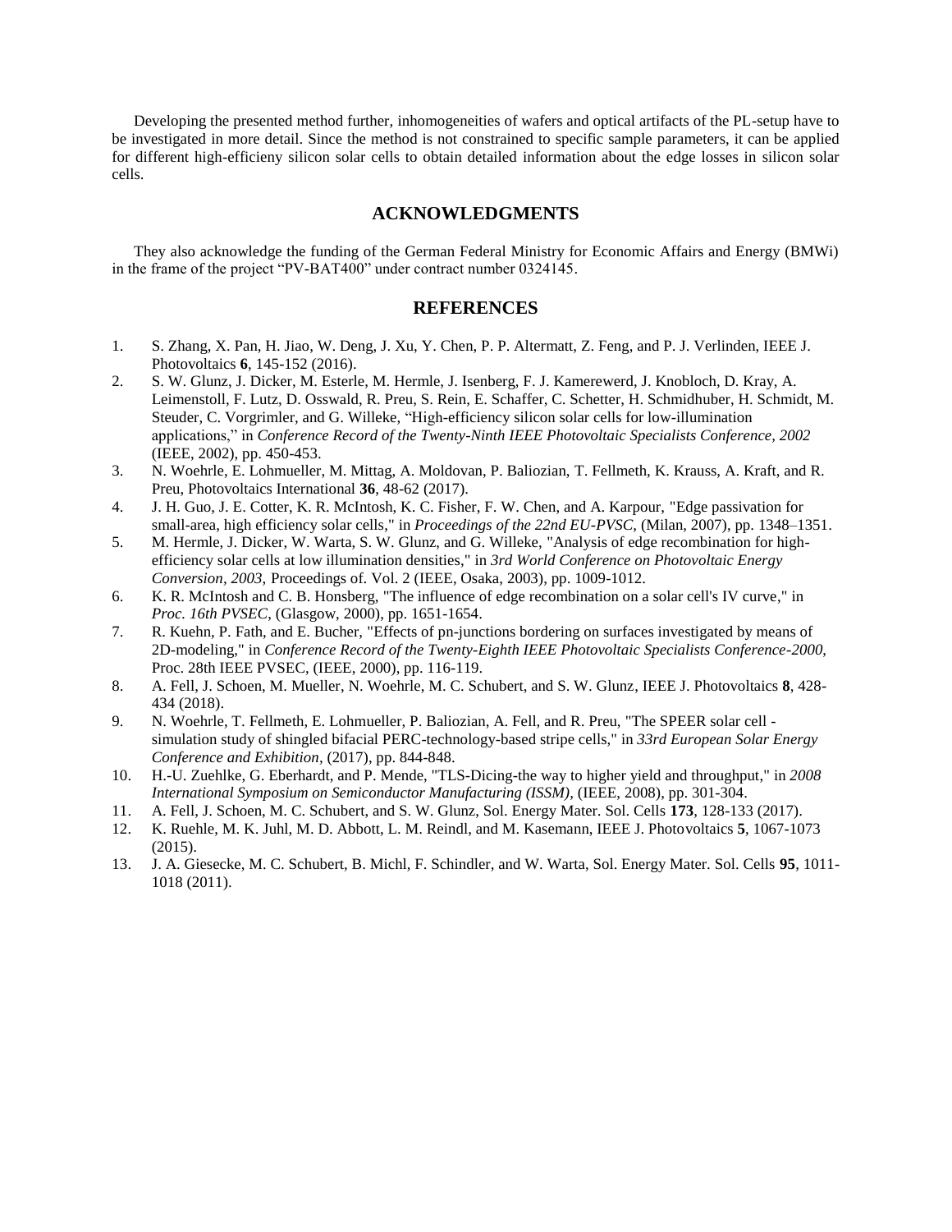Developing the presented method further, inhomogeneities of wafers and optical artifacts of the PL-setup have to be investigated in more detail. Since the method is not constrained to specific sample parameters, it can be applied for different high-efficieny silicon solar cells to obtain detailed information about the edge losses in silicon solar cells.

## ACKNOWLEDGMENTS

They also acknowledge the funding of the German Federal Ministry for Economic Affairs and Energy (BMWi) in the frame of the project "PV-BAT400" under contract number 0324145.

## REFERENCES

1. S. Zhang, X. Pan, H. Jiao, W. Deng, J. Xu, Y. Chen, P. P. Altermatt, Z. Feng, and P. J. Verlinden, IEEE J. Photovoltaics **6**, 145-152 (2016).
2. S. W. Glunz, J. Dicker, M. Esterle, M. Hermle, J. Isenberg, F. J. Kamerewerd, J. Knobloch, D. Kray, A. Leimenstoll, F. Lutz, D. Osswald, R. Preu, S. Rein, E. Schaffer, C. Schetter, H. Schmidhuber, H. Schmidt, M. Steuder, C. Vorgrimler, and G. Willeke, "High-efficiency silicon solar cells for low-illumination applications," in *Conference Record of the Twenty-Ninth IEEE Photovoltaic Specialists Conference, 2002* (IEEE, 2002), pp. 450-453.
3. N. Woehrle, E. Lohmueller, M. Mittag, A. Moldovan, P. Baliozian, T. Fellmeth, K. Krauss, A. Kraft, and R. Preu, Photovoltaics International **36**, 48-62 (2017).
4. J. H. Guo, J. E. Cotter, K. R. McIntosh, K. C. Fisher, F. W. Chen, and A. Karpour, "Edge passivation for small-area, high efficiency solar cells," in *Proceedings of the 22nd EU-PVSC*, (Milan, 2007), pp. 1348–1351.
5. M. Hermle, J. Dicker, W. Warta, S. W. Glunz, and G. Willeke, "Analysis of edge recombination for high-efficiency solar cells at low illumination densities," in *3rd World Conference on Photovoltaic Energy Conversion, 2003*, Proceedings of. Vol. 2 (IEEE, Osaka, 2003), pp. 1009-1012.
6. K. R. McIntosh and C. B. Honsberg, "The influence of edge recombination on a solar cell's IV curve," in *Proc. 16th PVSEC*, (Glasgow, 2000), pp. 1651-1654.
7. R. Kuehn, P. Fath, and E. Bucher, "Effects of pn-junctions bordering on surfaces investigated by means of 2D-modeling," in *Conference Record of the Twenty-Eighth IEEE Photovoltaic Specialists Conference-2000*, Proc. 28th IEEE PVSEC, (IEEE, 2000), pp. 116-119.
8. A. Fell, J. Schoen, M. Mueller, N. Woehrle, M. C. Schubert, and S. W. Glunz, IEEE J. Photovoltaics **8**, 428-434 (2018).
9. N. Woehrle, T. Fellmeth, E. Lohmueller, P. Baliozian, A. Fell, and R. Preu, "The SPEER solar cell - simulation study of shingled bifacial PERC-technology-based stripe cells," in *33rd European Solar Energy Conference and Exhibition*, (2017), pp. 844-848.
10. H.-U. Zuehlke, G. Eberhardt, and P. Mende, "TLS-Dicing-the way to higher yield and throughput," in *2008 International Symposium on Semiconductor Manufacturing (ISSM)*, (IEEE, 2008), pp. 301-304.
11. A. Fell, J. Schoen, M. C. Schubert, and S. W. Glunz, Sol. Energy Mater. Sol. Cells **173**, 128-133 (2017).
12. K. Ruehle, M. K. Juhl, M. D. Abbott, L. M. Reindl, and M. Kasemann, IEEE J. Photovoltaics **5**, 1067-1073 (2015).
13. J. A. Giesecke, M. C. Schubert, B. Michl, F. Schindler, and W. Warta, Sol. Energy Mater. Sol. Cells **95**, 1011-1018 (2011).